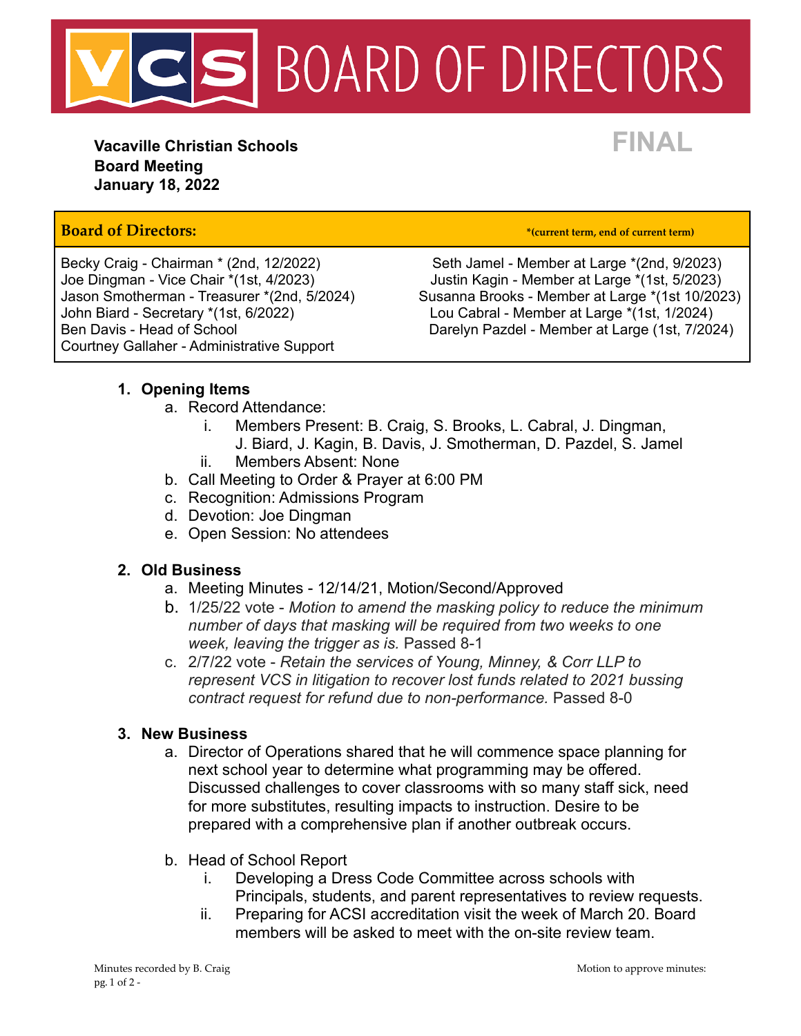# VCS BOARD OF DIRECTORS

**FINAL**

**Vacaville Christian Schools**
**Board Meeting**
**January 18, 2022**

| **Board of Directors:** | ***(current term, end of current term)** |
|---|---|
| Becky Craig - Chairman * (2nd, 12/2022) | Seth Jamel - Member at Large *(2nd, 9/2023) |
| Joe Dingman - Vice Chair *(1st, 4/2023) | Justin Kagin - Member at Large *(1st, 5/2023) |
| Jason Smotherman - Treasurer *(2nd, 5/2024) | Susanna Brooks - Member at Large *(1st 10/2023) |
| John Biard - Secretary *(1st, 6/2022) | Lou Cabral - Member at Large *(1st, 1/2024) |
| Ben Davis - Head of School | Darelyn Pazdel - Member at Large (1st, 7/2024) |
| Courtney Gallaher - Administrative Support | |

1. **Opening Items**
   a. Record Attendance:
      i. Members Present: B. Craig, S. Brooks, L. Cabral, J. Dingman, J. Biard, J. Kagin, B. Davis, J. Smotherman, D. Pazdel, S. Jamel
      ii. Members Absent: None
   b. Call Meeting to Order & Prayer at 6:00 PM
   c. Recognition: Admissions Program
   d. Devotion: Joe Dingman
   e. Open Session: No attendees

2. **Old Business**
   a. Meeting Minutes - 12/14/21, Motion/Second/Approved
   b. 1/25/22 vote - *Motion to amend the masking policy to reduce the minimum number of days that masking will be required from two weeks to one week, leaving the trigger as is.* Passed 8-1
   c. 2/7/22 vote - *Retain the services of Young, Minney, & Corr LLP to represent VCS in litigation to recover lost funds related to 2021 bussing contract request for refund due to non-performance.* Passed 8-0

3. **New Business**
   a. Director of Operations shared that he will commence space planning for next school year to determine what programming may be offered. Discussed challenges to cover classrooms with so many staff sick, need for more substitutes, resulting impacts to instruction. Desire to be prepared with a comprehensive plan if another outbreak occurs.

   b. Head of School Report
      i. Developing a Dress Code Committee across schools with Principals, students, and parent representatives to review requests.
      ii. Preparing for ACSI accreditation visit the week of March 20. Board members will be asked to meet with the on-site review team.

Minutes recorded by B. Craig

Motion to approve minutes: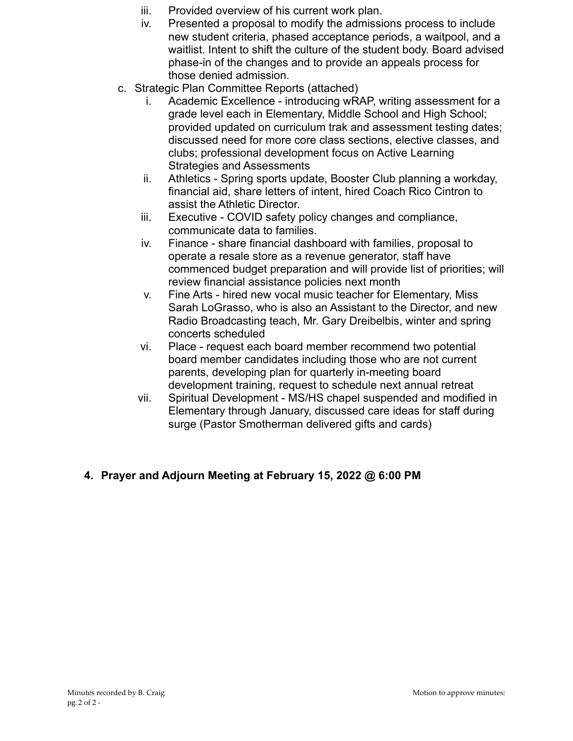iii. Provided overview of his current work plan.

iv. Presented a proposal to modify the admissions process to include new student criteria, phased acceptance periods, a waitpool, and a waitlist. Intent to shift the culture of the student body. Board advised phase-in of the changes and to provide an appeals process for those denied admission.

c. Strategic Plan Committee Reports (attached)

i. Academic Excellence - introducing wRAP, writing assessment for a grade level each in Elementary, Middle School and High School; provided updated on curriculum trak and assessment testing dates; discussed need for more core class sections, elective classes, and clubs; professional development focus on Active Learning Strategies and Assessments

ii. Athletics - Spring sports update, Booster Club planning a workday, financial aid, share letters of intent, hired Coach Rico Cintron to assist the Athletic Director.

iii. Executive - COVID safety policy changes and compliance, communicate data to families.

iv. Finance - share financial dashboard with families, proposal to operate a resale store as a revenue generator, staff have commenced budget preparation and will provide list of priorities; will review financial assistance policies next month

v. Fine Arts - hired new vocal music teacher for Elementary, Miss Sarah LoGrasso, who is also an Assistant to the Director, and new Radio Broadcasting teach, Mr. Gary Dreibelbis, winter and spring concerts scheduled

vi. Place - request each board member recommend two potential board member candidates including those who are not current parents, developing plan for quarterly in-meeting board development training, request to schedule next annual retreat

vii. Spiritual Development - MS/HS chapel suspended and modified in Elementary through January, discussed care ideas for staff during surge (Pastor Smotherman delivered gifts and cards)

**4. Prayer and Adjourn Meeting at February 15, 2022 @ 6:00 PM**

Minutes recorded by B. Craig

Motion to approve minutes: